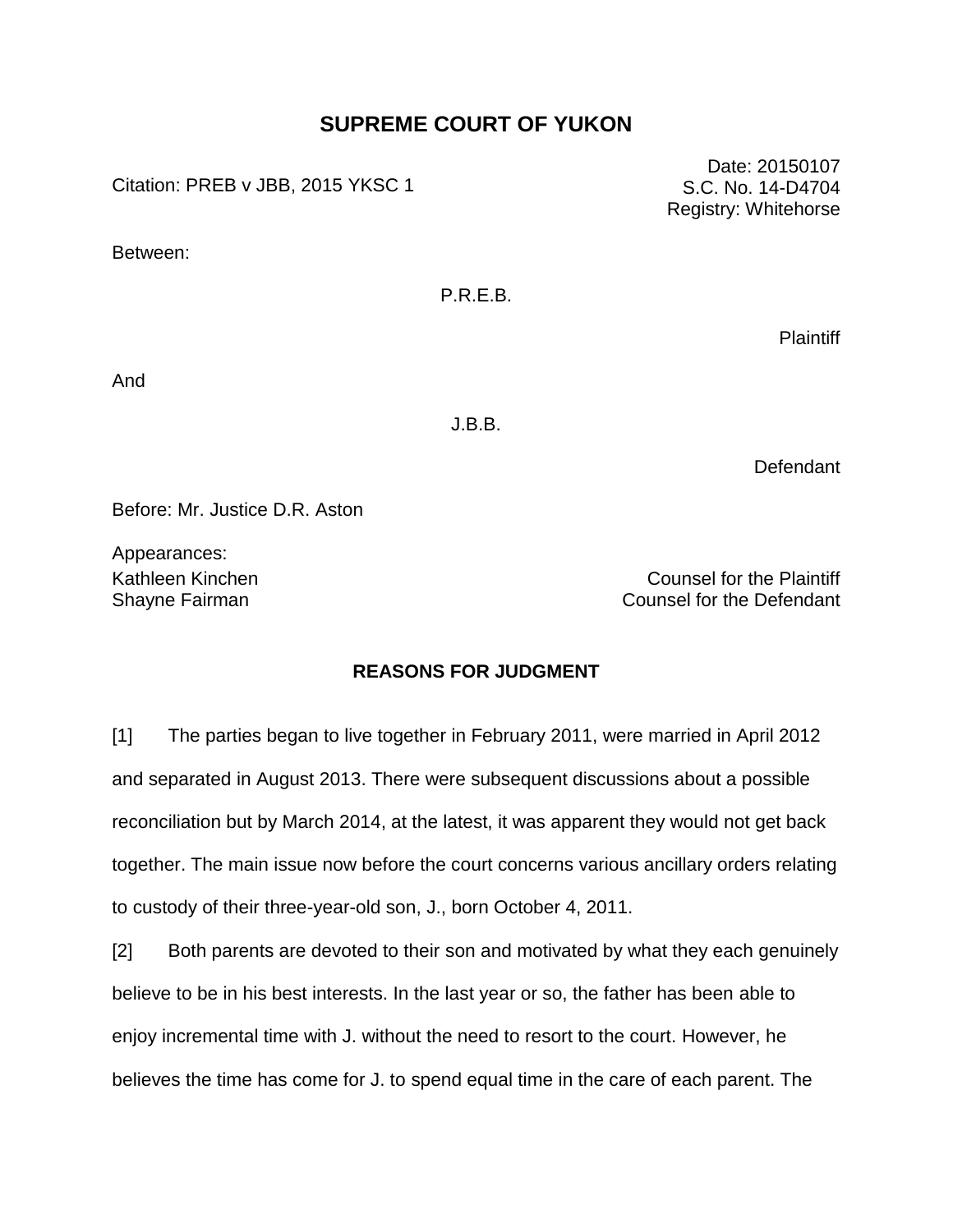# SUPREME COURT OF YUKON

Citation: PREB v JBB, 2015 YKSC 1

Date: 20150107
S.C. No. 14-D4704
Registry: Whitehorse

Between:

P.R.E.B.

Plaintiff

And

J.B.B.

Defendant

Before: Mr. Justice D.R. Aston

Appearances:

| | |
|---|---|
| Kathleen Kinchen | Counsel for the Plaintiff |
| Shayne Fairman | Counsel for the Defendant |

## REASONS FOR JUDGMENT

[1] The parties began to live together in February 2011, were married in April 2012 and separated in August 2013. There were subsequent discussions about a possible reconciliation but by March 2014, at the latest, it was apparent they would not get back together. The main issue now before the court concerns various ancillary orders relating to custody of their three-year-old son, J., born October 4, 2011.

[2] Both parents are devoted to their son and motivated by what they each genuinely believe to be in his best interests. In the last year or so, the father has been able to enjoy incremental time with J. without the need to resort to the court. However, he believes the time has come for J. to spend equal time in the care of each parent. The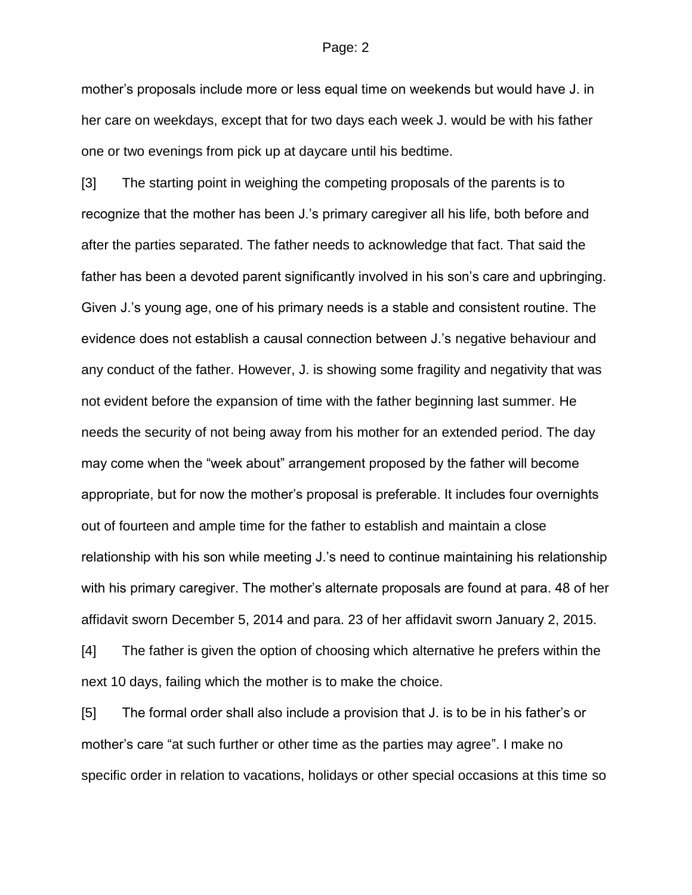mother's proposals include more or less equal time on weekends but would have J. in her care on weekdays, except that for two days each week J. would be with his father one or two evenings from pick up at daycare until his bedtime.

[3] The starting point in weighing the competing proposals of the parents is to recognize that the mother has been J.'s primary caregiver all his life, both before and after the parties separated. The father needs to acknowledge that fact. That said the father has been a devoted parent significantly involved in his son's care and upbringing. Given J.'s young age, one of his primary needs is a stable and consistent routine. The evidence does not establish a causal connection between J.'s negative behaviour and any conduct of the father. However, J. is showing some fragility and negativity that was not evident before the expansion of time with the father beginning last summer. He needs the security of not being away from his mother for an extended period. The day may come when the "week about" arrangement proposed by the father will become appropriate, but for now the mother's proposal is preferable. It includes four overnights out of fourteen and ample time for the father to establish and maintain a close relationship with his son while meeting J.'s need to continue maintaining his relationship with his primary caregiver. The mother's alternate proposals are found at para. 48 of her affidavit sworn December 5, 2014 and para. 23 of her affidavit sworn January 2, 2015.

[4] The father is given the option of choosing which alternative he prefers within the next 10 days, failing which the mother is to make the choice.

[5] The formal order shall also include a provision that J. is to be in his father's or mother's care "at such further or other time as the parties may agree". I make no specific order in relation to vacations, holidays or other special occasions at this time so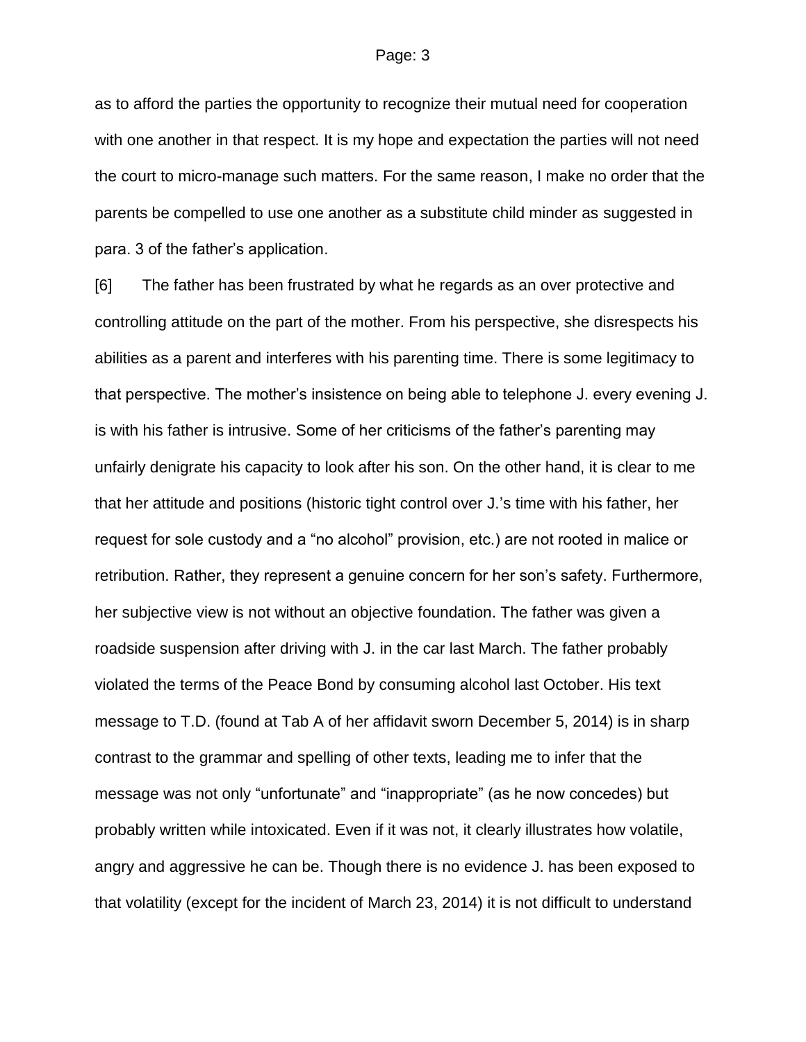as to afford the parties the opportunity to recognize their mutual need for cooperation with one another in that respect. It is my hope and expectation the parties will not need the court to micro-manage such matters. For the same reason, I make no order that the parents be compelled to use one another as a substitute child minder as suggested in para. 3 of the father's application.

[6] The father has been frustrated by what he regards as an over protective and controlling attitude on the part of the mother. From his perspective, she disrespects his abilities as a parent and interferes with his parenting time. There is some legitimacy to that perspective. The mother's insistence on being able to telephone J. every evening J. is with his father is intrusive. Some of her criticisms of the father's parenting may unfairly denigrate his capacity to look after his son. On the other hand, it is clear to me that her attitude and positions (historic tight control over J.'s time with his father, her request for sole custody and a "no alcohol" provision, etc.) are not rooted in malice or retribution. Rather, they represent a genuine concern for her son's safety. Furthermore, her subjective view is not without an objective foundation. The father was given a roadside suspension after driving with J. in the car last March. The father probably violated the terms of the Peace Bond by consuming alcohol last October. His text message to T.D. (found at Tab A of her affidavit sworn December 5, 2014) is in sharp contrast to the grammar and spelling of other texts, leading me to infer that the message was not only "unfortunate" and "inappropriate" (as he now concedes) but probably written while intoxicated. Even if it was not, it clearly illustrates how volatile, angry and aggressive he can be. Though there is no evidence J. has been exposed to that volatility (except for the incident of March 23, 2014) it is not difficult to understand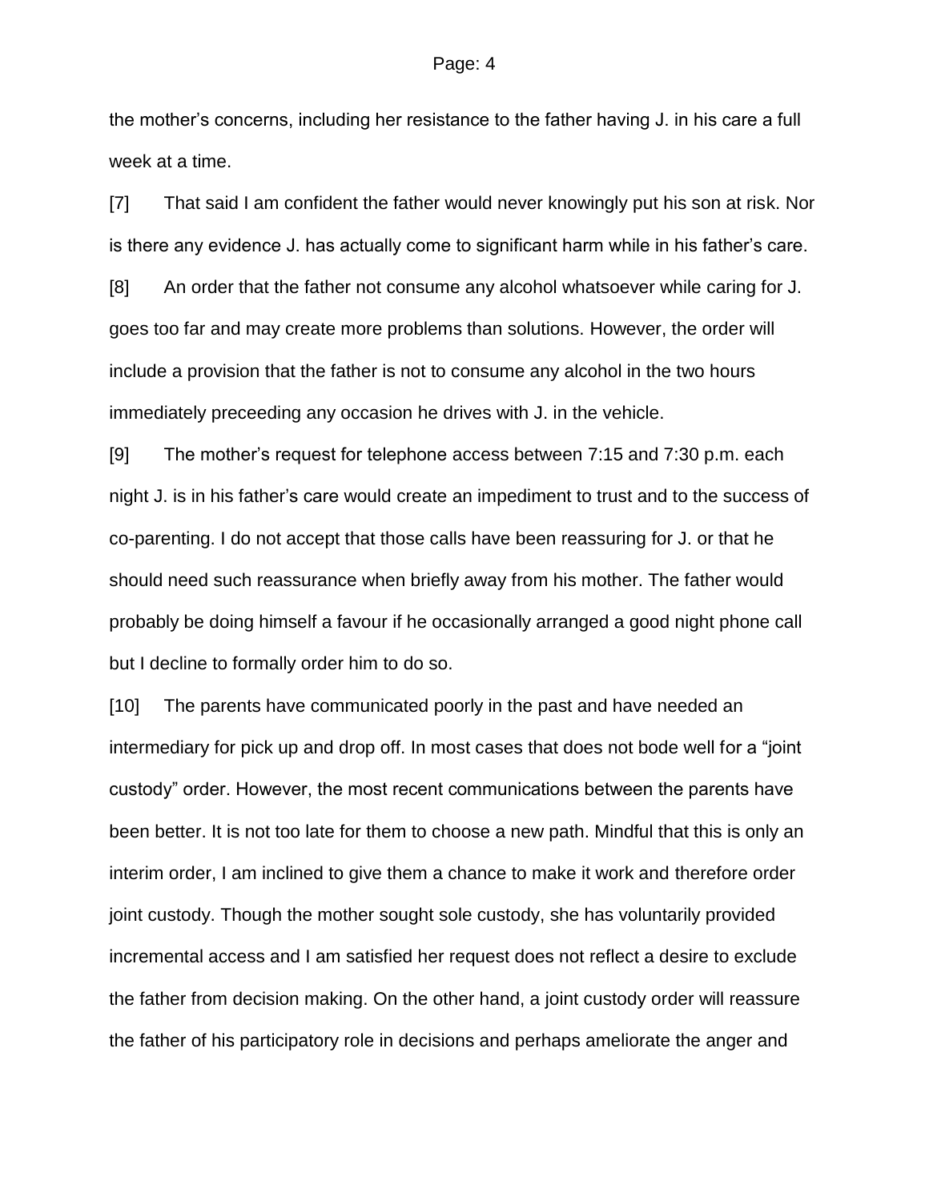the mother's concerns, including her resistance to the father having J. in his care a full week at a time.

[7] That said I am confident the father would never knowingly put his son at risk. Nor is there any evidence J. has actually come to significant harm while in his father's care.

[8] An order that the father not consume any alcohol whatsoever while caring for J. goes too far and may create more problems than solutions. However, the order will include a provision that the father is not to consume any alcohol in the two hours immediately preceeding any occasion he drives with J. in the vehicle.

[9] The mother's request for telephone access between 7:15 and 7:30 p.m. each night J. is in his father's care would create an impediment to trust and to the success of co-parenting. I do not accept that those calls have been reassuring for J. or that he should need such reassurance when briefly away from his mother. The father would probably be doing himself a favour if he occasionally arranged a good night phone call but I decline to formally order him to do so.

[10] The parents have communicated poorly in the past and have needed an intermediary for pick up and drop off. In most cases that does not bode well for a "joint custody" order. However, the most recent communications between the parents have been better. It is not too late for them to choose a new path. Mindful that this is only an interim order, I am inclined to give them a chance to make it work and therefore order joint custody. Though the mother sought sole custody, she has voluntarily provided incremental access and I am satisfied her request does not reflect a desire to exclude the father from decision making. On the other hand, a joint custody order will reassure the father of his participatory role in decisions and perhaps ameliorate the anger and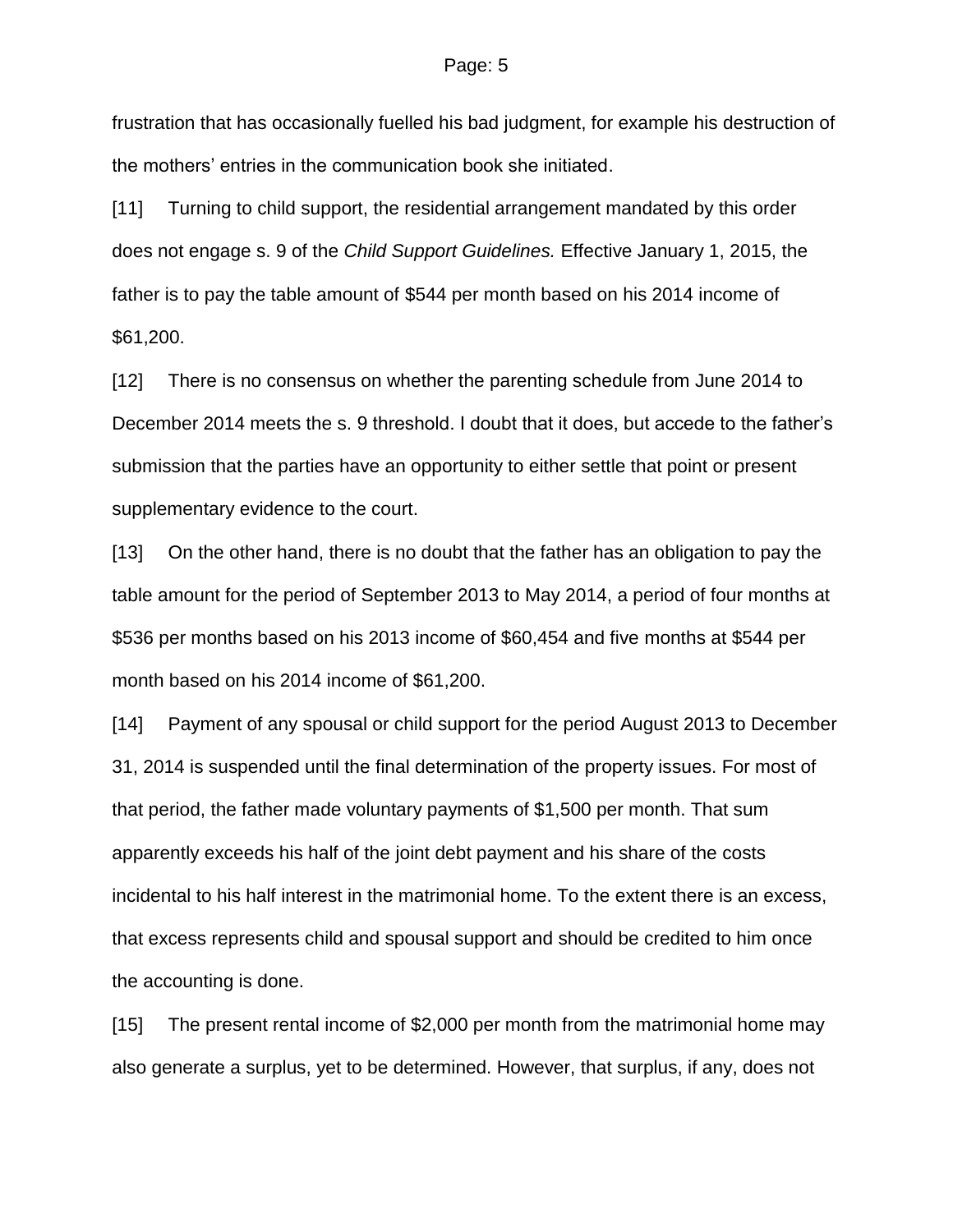frustration that has occasionally fuelled his bad judgment, for example his destruction of the mothers' entries in the communication book she initiated.

[11] Turning to child support, the residential arrangement mandated by this order does not engage s. 9 of the *Child Support Guidelines.* Effective January 1, 2015, the father is to pay the table amount of $544 per month based on his 2014 income of $61,200.

[12] There is no consensus on whether the parenting schedule from June 2014 to December 2014 meets the s. 9 threshold. I doubt that it does, but accede to the father's submission that the parties have an opportunity to either settle that point or present supplementary evidence to the court.

[13] On the other hand, there is no doubt that the father has an obligation to pay the table amount for the period of September 2013 to May 2014, a period of four months at $536 per months based on his 2013 income of $60,454 and five months at $544 per month based on his 2014 income of $61,200.

[14] Payment of any spousal or child support for the period August 2013 to December 31, 2014 is suspended until the final determination of the property issues. For most of that period, the father made voluntary payments of $1,500 per month. That sum apparently exceeds his half of the joint debt payment and his share of the costs incidental to his half interest in the matrimonial home. To the extent there is an excess, that excess represents child and spousal support and should be credited to him once the accounting is done.

[15] The present rental income of $2,000 per month from the matrimonial home may also generate a surplus, yet to be determined. However, that surplus, if any, does not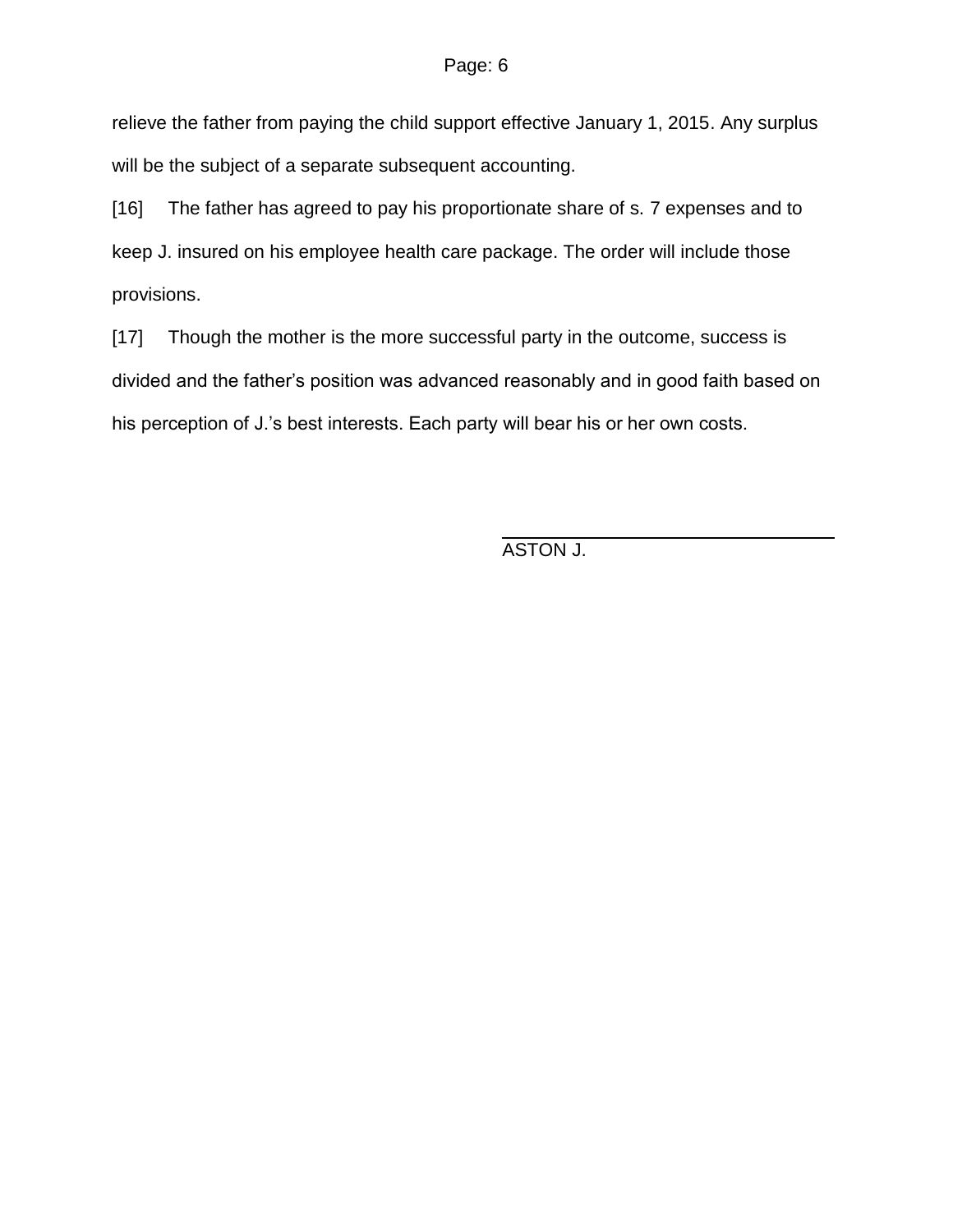relieve the father from paying the child support effective January 1, 2015. Any surplus will be the subject of a separate subsequent accounting.

[16] The father has agreed to pay his proportionate share of s. 7 expenses and to keep J. insured on his employee health care package. The order will include those provisions.

[17] Though the mother is the more successful party in the outcome, success is divided and the father's position was advanced reasonably and in good faith based on his perception of J.'s best interests. Each party will bear his or her own costs.

ASTON J.